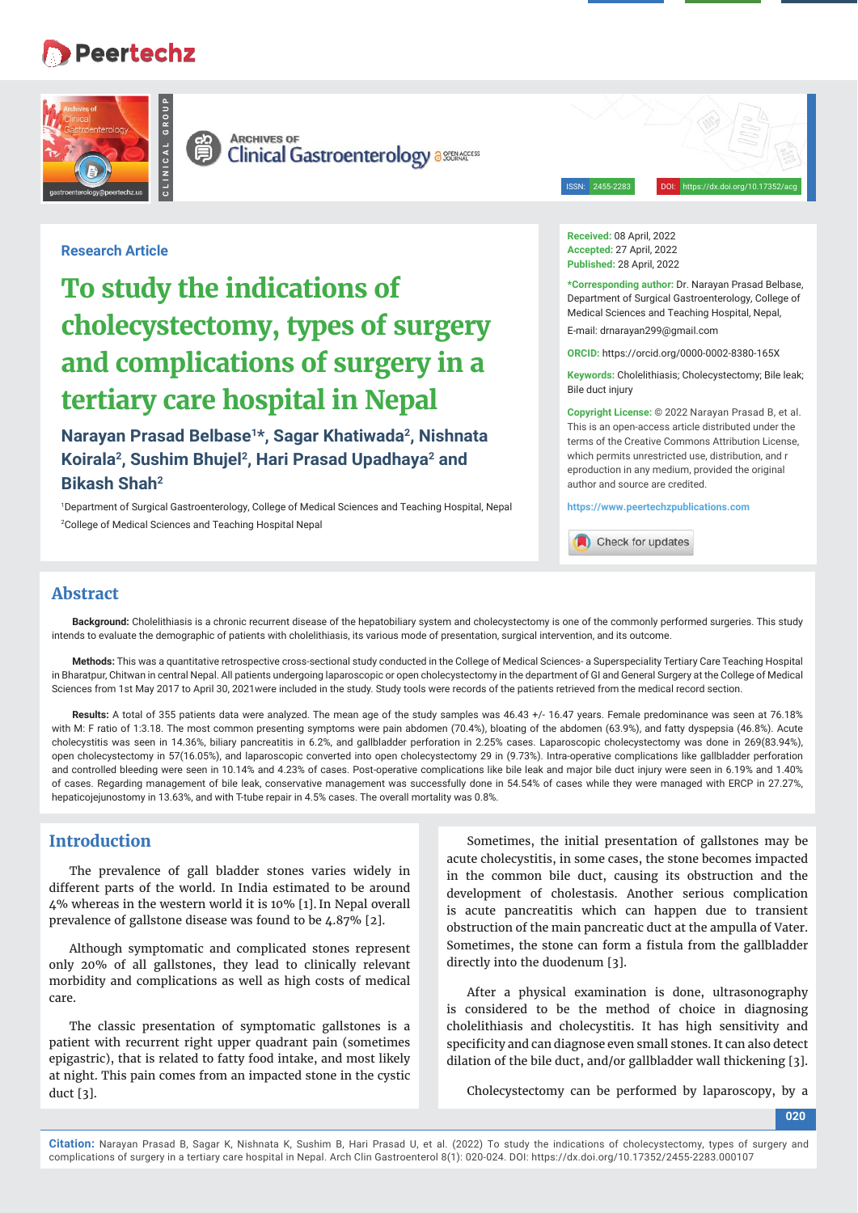Research Article

# To study the indications of cholecystomy, types of surgery and complications of surgery in a tertiary care hospital in Nepal

**Narayan Prasad Belbase[1]*, Sagar Khatiwada[2], Nishnata Koirala[2], Sushim Bhujel[2], Hari Prasad Upadhaya[2] and Bikash Shah[2]**

[1]Department of Surgical Gastroenterology, College of Medical Sciences and Teaching Hospital, Nepal

[2]College of Medical Sciences and Teaching Hospital Nepal

**Received:** 08 April, 2022
**Accepted:** 27 April, 2022
**Published:** 28 April, 2022

***Corresponding author:** Dr. Narayan Prasad Belbase, Department of Surgical Gastroenterology, College of Medical Sciences and Teaching Hospital, Nepal,
E-mail: drnarayan299@gmail.com

**ORCID:** https://orcid.org/0000-0002-8380-165X

**Keywords:** Cholelithiasis; Cholecystectomy; Bile leak; Bile duct injury

**Copyright License:** © 2022 Narayan Prasad B, et al. This is an open-access article distributed under the terms of the Creative Commons Attribution License, which permits unrestricted use, distribution, and r eproduction in any medium, provided the original author and source are credited.

https://www.peertechzpublications.com

## Abstract

**Background:** Cholelithiasis is a chronic recurrent disease of the hepatobiliary system and cholecystectomy is one of the commonly performed surgeries. This study intends to evaluate the demographic of patients with cholelithiasis, its various mode of presentation, surgical intervention, and its outcome.

**Methods:** This was a quantitative retrospective cross-sectional study conducted in the College of Medical Sciences- a Superspeciality Tertiary Care Teaching Hospital in Bharatpur, Chitwan in central Nepal. All patients undergoing laparoscopic or open cholecystectomy in the department of GI and General Surgery at the College of Medical Sciences from 1st May 2017 to April 30, 2021were included in the study. Study tools were records of the patients retrieved from the medical record section.

**Results:** A total of 355 patients data were analyzed. The mean age of the study samples was 46.43 +/- 16.47 years. Female predominance was seen at 76.18% with M: F ratio of 1:3.18. The most common presenting symptoms were pain abdomen (70.4%), bloating of the abdomen (63.9%), and fatty dyspepsia (46.8%). Acute cholecystitis was seen in 14.36%, biliary pancreatitis in 6.2%, and gallbladder perforation in 2.25% cases. Laparoscopic cholecystectomy was done in 269(83.94%), open cholecystectomy in 57(16.05%), and laparoscopic converted into open cholecystectomy 29 in (9.73%). Intra-operative complications like gallbladder perforation and controlled bleeding were seen in 10.14% and 4.23% of cases. Post-operative complications like bile leak and major bile duct injury were seen in 6.19% and 1.40% of cases. Regarding management of bile leak, conservative management was successfully done in 54.54% of cases while they were managed with ERCP in 27.27%, hepaticojejunostomy in 13.63%, and with T-tube repair in 4.5% cases. The overall mortality was 0.8%.

## Introduction

The prevalence of gall bladder stones varies widely in different parts of the world. In India estimated to be around 4% whereas in the western world it is 10% [1]. In Nepal overall prevalence of gallstone disease was found to be 4.87% [2].

Although symptomatic and complicated stones represent only 20% of all gallstones, they lead to clinically relevant morbidity and complications as well as high costs of medical care.

The classic presentation of symptomatic gallstones is a patient with recurrent right upper quadrant pain (sometimes epigastric), that is related to fatty food intake, and most likely at night. This pain comes from an impacted stone in the cystic duct [3].

Sometimes, the initial presentation of gallstones may be acute cholecystitis, in some cases, the stone becomes impacted in the common bile duct, causing its obstruction and the development of cholestasis. Another serious complication is acute pancreatitis which can happen due to transient obstruction of the main pancreatic duct at the ampulla of Vater. Sometimes, the stone can form a fistula from the gallbladder directly into the duodenum [3].

After a physical examination is done, ultrasonography is considered to be the method of choice in diagnosing cholelithiasis and cholecystitis. It has high sensitivity and specificity and can diagnose even small stones. It can also detect dilation of the bile duct, and/or gallbladder wall thickening [3].

Cholecystectomy can be performed by laparoscopy, by a

**Citation:** Narayan Prasad B, Sagar K, Nishnata K, Sushim B, Hari Prasad U, et al. (2022) To study the indications of cholecystomy, types of surgery and complications of surgery in a tertiary care hospital in Nepal. Arch Clin Gastroenterol 8(1): 020-024. DOI: https://dx.doi.org/10.17352/2455-2283.000107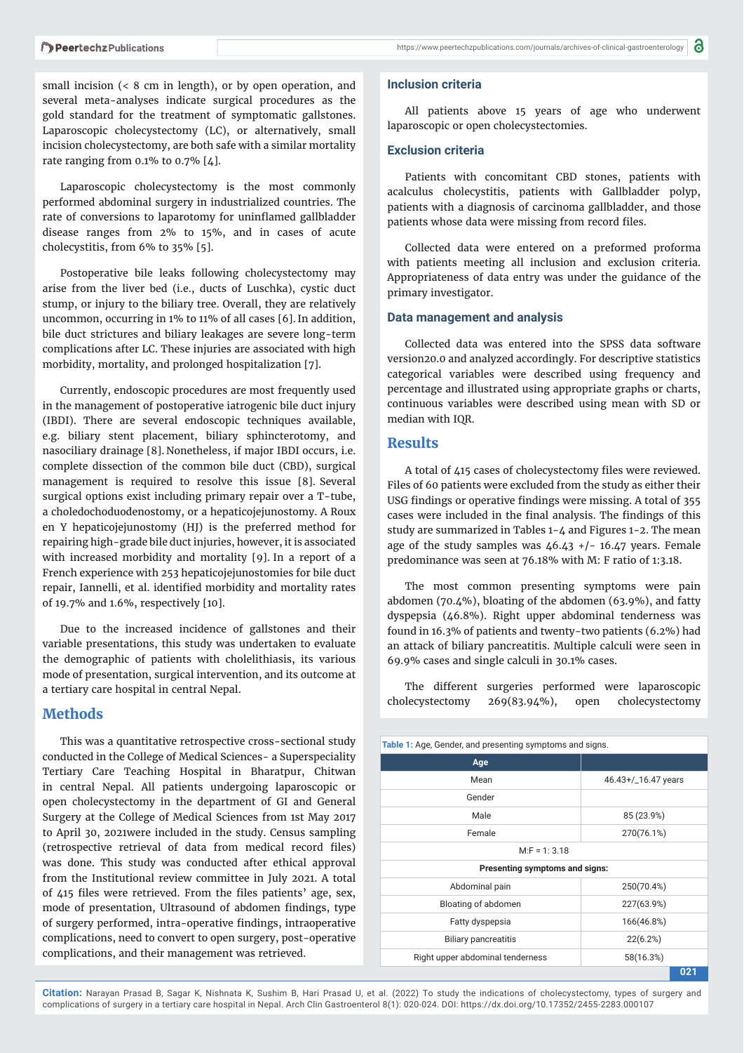small incision (< 8 cm in length), or by open operation, and several meta-analyses indicate surgical procedures as the gold standard for the treatment of symptomatic gallstones. Laparoscopic cholecystectomy (LC), or alternatively, small incision cholecystectomy, are both safe with a similar mortality rate ranging from 0.1% to 0.7% [4].

Laparoscopic cholecystectomy is the most commonly performed abdominal surgery in industrialized countries. The rate of conversions to laparotomy for uninflamed gallbladder disease ranges from 2% to 15%, and in cases of acute cholecystitis, from 6% to 35% [5].

Postoperative bile leaks following cholecystectomy may arise from the liver bed (i.e., ducts of Luschka), cystic duct stump, or injury to the biliary tree. Overall, they are relatively uncommon, occurring in 1% to 11% of all cases [6]. In addition, bile duct strictures and biliary leakages are severe long-term complications after LC. These injuries are associated with high morbidity, mortality, and prolonged hospitalization [7].

Currently, endoscopic procedures are most frequently used in the management of postoperative iatrogenic bile duct injury (IBDI). There are several endoscopic techniques available, e.g. biliary stent placement, biliary sphincterotomy, and nasociliary drainage [8]. Nonetheless, if major IBDI occurs, i.e. complete dissection of the common bile duct (CBD), surgical management is required to resolve this issue [8]. Several surgical options exist including primary repair over a T-tube, a choledochoduodenostomy, or a hepaticojejunostomy. A Roux en Y hepaticojejunostomy (HJ) is the preferred method for repairing high-grade bile duct injuries, however, it is associated with increased morbidity and mortality [9]. In a report of a French experience with 253 hepaticojejunostomies for bile duct repair, Iannelli, et al. identified morbidity and mortality rates of 19.7% and 1.6%, respectively [10].

Due to the increased incidence of gallstones and their variable presentations, this study was undertaken to evaluate the demographic of patients with cholelithiasis, its various mode of presentation, surgical intervention, and its outcome at a tertiary care hospital in central Nepal.

## Methods

This was a quantitative retrospective cross-sectional study conducted in the College of Medical Sciences- a Superspeciality Tertiary Care Teaching Hospital in Bharatpur, Chitwan in central Nepal. All patients undergoing laparoscopic or open cholecystectomy in the department of GI and General Surgery at the College of Medical Sciences from 1st May 2017 to April 30, 2021were included in the study. Census sampling (retrospective retrieval of data from medical record files) was done. This study was conducted after ethical approval from the Institutional review committee in July 2021. A total of 415 files were retrieved. From the files patients' age, sex, mode of presentation, Ultrasound of abdomen findings, type of surgery performed, intra-operative findings, intraoperative complications, need to convert to open surgery, post-operative complications, and their management was retrieved.

### Inclusion criteria

All patients above 15 years of age who underwent laparoscopic or open cholecystectomies.

### Exclusion criteria

Patients with concomitant CBD stones, patients with acalculus cholecystitis, patients with Gallbladder polyp, patients with a diagnosis of carcinoma gallbladder, and those patients whose data were missing from record files.

Collected data were entered on a preformed proforma with patients meeting all inclusion and exclusion criteria. Appropriateness of data entry was under the guidance of the primary investigator.

### Data management and analysis

Collected data was entered into the SPSS data software version20.0 and analyzed accordingly. For descriptive statistics categorical variables were described using frequency and percentage and illustrated using appropriate graphs or charts, continuous variables were described using mean with SD or median with IQR.

## Results

A total of 415 cases of cholecystectomy files were reviewed. Files of 60 patients were excluded from the study as either their USG findings or operative findings were missing. A total of 355 cases were included in the final analysis. The findings of this study are summarized in Tables 1-4 and Figures 1-2. The mean age of the study samples was 46.43 +/- 16.47 years. Female predominance was seen at 76.18% with M: F ratio of 1:3.18.

The most common presenting symptoms were pain abdomen (70.4%), bloating of the abdomen (63.9%), and fatty dyspepsia (46.8%). Right upper abdominal tenderness was found in 16.3% of patients and twenty-two patients (6.2%) had an attack of biliary pancreatitis. Multiple calculi were seen in 69.9% cases and single calculi in 30.1% cases.

The different surgeries performed were laparoscopic cholecystectomy 269(83.94%), open cholecystectomy

**Table 1:** Age, Gender, and presenting symptoms and signs.

| Age | |
|---|---|
| Mean | 46.43+/_16.47 years |
| Gender | |
| Male | 85 (23.9%) |
| Female | 270(76.1%) |
| M:F = 1: 3.18 | |
| **Presenting symptoms and signs:** | |
| Abdominal pain | 250(70.4%) |
| Bloating of abdomen | 227(63.9%) |
| Fatty dyspepsia | 166(46.8%) |
| Biliary pancreatitis | 22(6.2%) |
| Right upper abdominal tenderness | 58(16.3%) |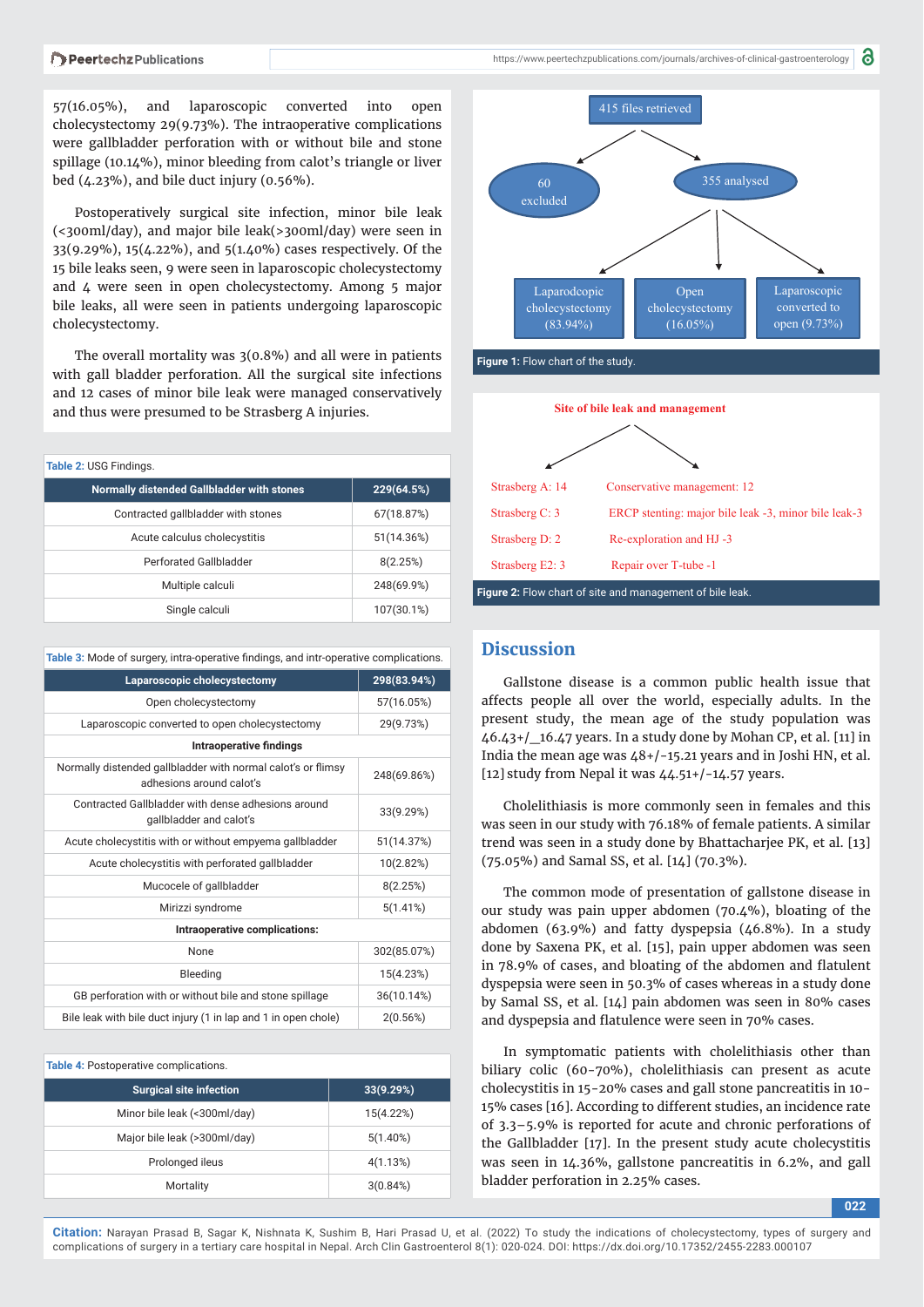57(16.05%), and laparoscopic converted into open cholecystectomy 29(9.73%). The intraoperative complications were gallbladder perforation with or without bile and stone spillage (10.14%), minor bleeding from calot's triangle or liver bed (4.23%), and bile duct injury (0.56%).

Postoperatively surgical site infection, minor bile leak (<300ml/day), and major bile leak(>300ml/day) were seen in 33(9.29%), 15(4.22%), and 5(1.40%) cases respectively. Of the 15 bile leaks seen, 9 were seen in laparoscopic cholecystectomy and 4 were seen in open cholecystectomy. Among 5 major bile leaks, all were seen in patients undergoing laparoscopic cholecystectomy.

The overall mortality was 3(0.8%) and all were in patients with gall bladder perforation. All the surgical site infections and 12 cases of minor bile leak were managed conservatively and thus were presumed to be Strasberg A injuries.

**Table 2:** USG Findings.

| Normally distended Gallbladder with stones | 229(64.5%) |
|---|---|
| Contracted gallbladder with stones | 67(18.87%) |
| Acute calculus cholecystitis | 51(14.36%) |
| Perforated Gallbladder | 8(2.25%) |
| Multiple calculi | 248(69.9%) |
| Single calculi | 107(30.1%) |

**Table 3:** Mode of surgery, intra-operative findings, and intr-operative complications.

| Laparoscopic cholecystectomy | 298(83.94%) |
|---|---|
| Open cholecystectomy | 57(16.05%) |
| Laparoscopic converted to open cholecystectomy | 29(9.73%) |
| **Intraoperative findings** | |
| Normally distended gallbladder with normal calot's or flimsy adhesions around calot's | 248(69.86%) |
| Contracted Gallbladder with dense adhesions around gallbladder and calot's | 33(9.29%) |
| Acute cholecystitis with or without empyema gallbladder | 51(14.37%) |
| Acute cholecystitis with perforated gallbladder | 10(2.82%) |
| Mucocele of gallbladder | 8(2.25%) |
| Mirizzi syndrome | 5(1.41%) |
| **Intraoperative complications:** | |
| None | 302(85.07%) |
| Bleeding | 15(4.23%) |
| GB perforation with or without bile and stone spillage | 36(10.14%) |
| Bile leak with bile duct injury (1 in lap and 1 in open chole) | 2(0.56%) |

**Table 4:** Postoperative complications.

| Surgical site infection | 33(9.29%) |
|---|---|
| Minor bile leak (<300ml/day) | 15(4.22%) |
| Major bile leak (>300ml/day) | 5(1.40%) |
| Prolonged ileus | 4(1.13%) |
| Mortality | 3(0.84%) |

415 files retrieved → 60 excluded; 355 analysed → Laparodcopic cholecystectomy (83.94%); Open cholecystectomy (16.05%); Laparoscopic converted to open (9.73%)

**Figure 1:** Flow chart of the study.

Site of bile leak and management

| Site | Management |
|---|---|
| Strasberg A: 14 | Conservative management: 12 |
| Strasberg C: 3 | ERCP stenting: major bile leak -3, minor bile leak-3 |
| Strasberg D: 2 | Re-exploration and HJ -3 |
| Strasberg E2: 3 | Repair over T-tube -1 |

**Figure 2:** Flow chart of site and management of bile leak.

## Discussion

Gallstone disease is a common public health issue that affects people all over the world, especially adults. In the present study, the mean age of the study population was 46.43+/_16.47 years. In a study done by Mohan CP, et al. [11] in India the mean age was 48+/-15.21 years and in Joshi HN, et al. [12] study from Nepal it was 44.51+/-14.57 years.

Cholelithiasis is more commonly seen in females and this was seen in our study with 76.18% of female patients. A similar trend was seen in a study done by Bhattacharjee PK, et al. [13] (75.05%) and Samal SS, et al. [14] (70.3%).

The common mode of presentation of gallstone disease in our study was pain upper abdomen (70.4%), bloating of the abdomen (63.9%) and fatty dyspepsia (46.8%). In a study done by Saxena PK, et al. [15], pain upper abdomen was seen in 78.9% of cases, and bloating of the abdomen and flatulent dyspepsia were seen in 50.3% of cases whereas in a study done by Samal SS, et al. [14] pain abdomen was seen in 80% cases and dyspepsia and flatulence were seen in 70% cases.

In symptomatic patients with cholelithiasis other than biliary colic (60-70%), cholelithiasis can present as acute cholecystitis in 15-20% cases and gall stone pancreatitis in 10-15% cases [16]. According to different studies, an incidence rate of 3.3–5.9% is reported for acute and chronic perforations of the Gallbladder [17]. In the present study acute cholecystitis was seen in 14.36%, gallstone pancreatitis in 6.2%, and gall bladder perforation in 2.25% cases.

**Citation:** Narayan Prasad B, Sagar K, Nishnata K, Sushim B, Hari Prasad U, et al. (2022) To study the indications of cholecystectomy, types of surgery and complications of surgery in a tertiary care hospital in Nepal. Arch Clin Gastroenterol 8(1): 020-024. DOI: https://dx.doi.org/10.17352/2455-2283.000107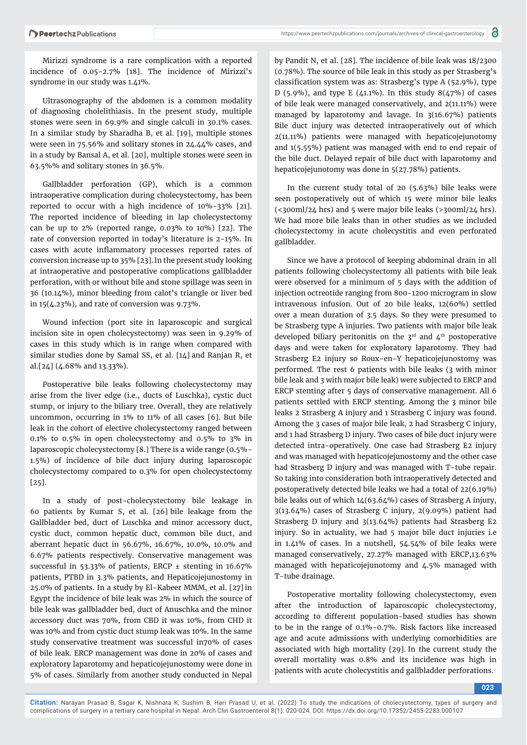Mirizzi syndrome is a rare complication with a reported incidence of 0.05-2.7% [18]. The incidence of Mirizzi's syndrome in our study was 1.41%.

Ultrasonography of the abdomen is a common modality of diagnosing cholelithiasis. In the present study, multiple stones were seen in 69.9% and single calculi in 30.1% cases. In a similar study by Sharadha B, et al. [19], multiple stones were seen in 75.56% and solitary stones in 24.44% cases, and in a study by Bansal A, et al. [20], multiple stones were seen in 63.5%% and solitary stones in 36.5%.

Gallbladder perforation (GP), which is a common intraoperative complication during cholecystectomy, has been reported to occur with a high incidence of 10%-33% [21]. The reported incidence of bleeding in lap cholecystectomy can be up to 2% (reported range, 0.03% to 10%) [22]. The rate of conversion reported in today's literature is 2-15%. In cases with acute inflammatory processes reported rates of conversion increase up to 35% [23]. In the present study looking at intraoperative and postoperative complications gallbladder perforation, with or without bile and stone spillage was seen in 36 (10.14%), minor bleeding from calot's triangle or liver bed in 15(4.23%), and rate of conversion was 9.73%.

Wound infection (port site in laparoscopic and surgical incision site in open cholecystectomy) was seen in 9.29% of cases in this study which is in range when compared with similar studies done by Samal SS, et al. [14] and Ranjan R, et al.[24] (4.68% and 13.33%).

Postoperative bile leaks following cholecystectomy may arise from the liver edge (i.e., ducts of Luschka), cystic duct stump, or injury to the biliary tree. Overall, they are relatively uncommon, occurring in 1% to 11% of all cases [6]. But bile leak in the cohort of elective cholecystectomy ranged between 0.1% to 0.5% in open cholecystectomy and 0.5% to 3% in laparoscopic cholecystectomy [8.] There is a wide range (0.5%-1.5%) of incidence of bile duct injury during laparoscopic cholecystectomy compared to 0.3% for open cholecystectomy [25].

In a study of post-cholecystectomy bile leakage in 60 patients by Kumar S, et al. [26] bile leakage from the Gallbladder bed, duct of Luschka and minor accessory duct, cystic duct, common hepatic duct, common bile duct, and aberrant hepatic duct in 56.67%, 16.67%, 10.0%, 10.0% and 6.67% patients respectively. Conservative management was successful in 53.33% of patients, ERCP ± stenting in 16.67% patients, PTBD in 3.3% patients, and Hepaticojejunostomy in 25.0% of patients. In a study by El-Kabeer MMM, et al. [27] in Egypt the incidence of bile leak was 2% in which the source of bile leak was gallbladder bed, duct of Anuschka and the minor accessory duct was 70%, from CBD it was 10%, from CHD it was 10% and from cystic duct stump leak was 10%. In the same study conservative treatment was successful in70% of cases of bile leak. ERCP management was done in 20% of cases and exploratory laparotomy and hepaticojejunostomy were done in 5% of cases. Similarly from another study conducted in Nepal by Pandit N, et al. [28]. The incidence of bile leak was 18/2300 (0.78%). The source of bile leak in this study as per Strasberg's classification system was as: Strasberg's type A (52.9%), type D (5.9%), and type E (41.1%). In this study 8(47%) of cases of bile leak were managed conservatively, and 2(11.11%) were managed by laparotomy and lavage. In 3(16.67%) patients Bile duct injury was detected intraoperatively out of which 2(11.11%) patients were managed with hepaticojejunotomy and 1(5.55%) patient was managed with end to end repair of the bile duct. Delayed repair of bile duct with laparotomy and hepaticojejunotomy was done in 5(27.78%) patients.

In the current study total of 20 (5.63%) bile leaks were seen postoperatively out of which 15 were minor bile leaks (<300ml/24 hrs) and 5 were major bile leaks (>300ml/24 hrs). We had more bile leaks than in other studies as we included cholecystectomy in acute cholecystitis and even perforated gallbladder.

Since we have a protocol of keeping abdominal drain in all patients following cholecystectomy all patients with bile leak were observed for a minimum of 5 days with the addition of injection octreotide ranging from 800-1200 microgram in slow intravenous infusion. Out of 20 bile leaks, 12(60%) settled over a mean duration of 3.5 days. So they were presumed to be Strasberg type A injuries. Two patients with major bile leak developed biliary peritonitis on the 3rd and 4th postoperative days and were taken for exploratory laparotomy. They had Strasberg E2 injury so Roux-en-Y hepaticojejunostomy was performed. The rest 6 patients with bile leaks (3 with minor bile leak and 3 with major bile leak) were subjected to ERCP and ERCP stenting after 5 days of conservative management. All 6 patients settled with ERCP stenting. Among the 3 minor bile leaks 2 Strasberg A injury and 1 Strasberg C injury was found. Among the 3 cases of major bile leak, 2 had Strasberg C injury, and 1 had Strasberg D injury. Two cases of bile duct injury were detected intra-operatively. One case had Strasberg E2 injury and was managed with hepaticojejunostomy and the other case had Strasberg D injury and was managed with T-tube repair. So taking into consideration both intraoperatively detected and postoperatively detected bile leaks we had a total of 22(6.19%) bile leaks out of which 14(63.64%) cases of Strasberg A injury, 3(13.64%) cases of Strasberg C injury, 2(9.09%) patient had Strasberg D injury and 3(13.64%) patients had Strasberg E2 injury. So in actuality, we had 5 major bile duct injuries i.e in 1.41% of cases. In a nutshell, 54.54% of bile leaks were managed conservatively, 27.27% managed with ERCP,13.63% managed with hepaticojejunotomy and 4.5% managed with T-tube drainage.

Postoperative mortality following cholecystectomy, even after the introduction of laparoscopic cholecystectomy, according to different population-based studies has shown to be in the range of 0.1%-0.7%. Risk factors like increased age and acute admissions with underlying comorbidities are associated with high mortality [29]. In the current study the overall mortality was 0.8% and its incidence was high in patients with acute cholecystitis and gallbladder perforations.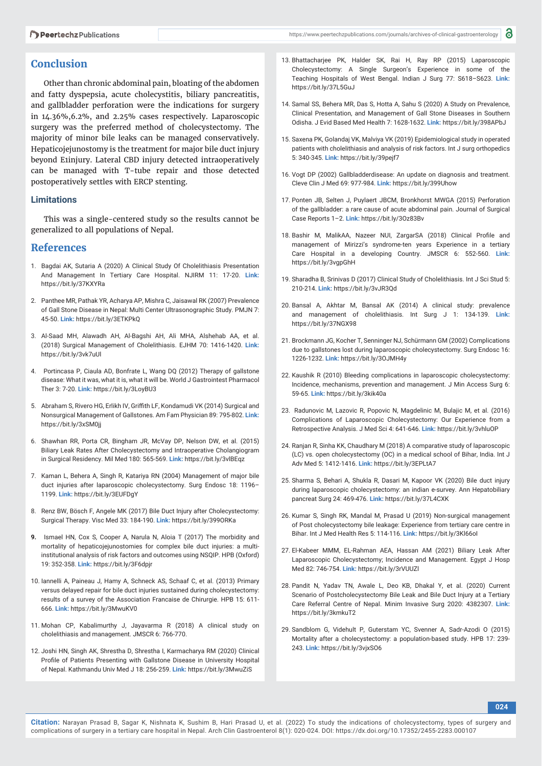## Conclusion

Other than chronic abdominal pain, bloating of the abdomen and fatty dyspepsia, acute cholecystitis, biliary pancreatitis, and gallbladder perforation were the indications for surgery in 14.36%,6.2%, and 2.25% cases respectively. Laparoscopic surgery was the preferred method of cholecystectomy. The majority of minor bile leaks can be managed conservatively. Hepaticojejunostomy is the treatment for major bile duct injury beyond E1injury. Lateral CBD injury detected intraoperatively can be managed with T-tube repair and those detected postoperatively settles with ERCP stenting.

### Limitations

This was a single-centered study so the results cannot be generalized to all populations of Nepal.

## References

1. Bagdai AK, Sutaria A (2020) A Clinical Study Of Cholelithiasis Presentation And Management In Tertiary Care Hospital. NJIRM 11: 17-20. **Link:** https://bit.ly/37KXYRa
2. Panthee MR, Pathak YR, Acharya AP, Mishra C, Jaisawal RK (2007) Prevalence of Gall Stone Disease in Nepal: Multi Center Ultrasonographic Study. PMJN 7: 45-50. **Link:** https://bit.ly/3ETKPkQ
3. Al-Saad MH, Alawadh AH, Al-Bagshi AH, Ali MHA, Alshehab AA, et al. (2018) Surgical Management of Cholelithiasis. EJHM 70: 1416-1420. **Link:** https://bit.ly/3vk7uUl
4. Portincasa P, Ciaula AD, Bonfrate L, Wang DQ (2012) Therapy of gallstone disease: What it was, what it is, what it will be. World J Gastrointest Pharmacol Ther 3: 7-20. **Link:** https://bit.ly/3LoyBU3
5. Abraham S, Rivero HG, Erlikh IV, Griffith LF, Kondamudi VK (2014) Surgical and Nonsurgical Management of Gallstones. Am Fam Physician 89: 795-802. **Link:** https://bit.ly/3xSM0jj
6. Shawhan RR, Porta CR, Bingham JR, McVay DP, Nelson DW, et al. (2015) Biliary Leak Rates After Cholecystectomy and Intraoperative Cholangiogram in Surgical Residency. Mil Med 180: 565-569. **Link:** https://bit.ly/3vlBEqz
7. Kaman L, Behera A, Singh R, Katariya RN (2004) Management of major bile duct injuries after laparoscopic cholecystectomy. Surg Endosc 18: 1196–1199. **Link:** https://bit.ly/3EUFDgY
8. Renz BW, Bösch F, Angele MK (2017) Bile Duct Injury after Cholecystectomy: Surgical Therapy. Visc Med 33: 184-190. **Link:** https://bit.ly/399ORKa
9. Ismael HN, Cox S, Cooper A, Narula N, Aloia T (2017) The morbidity and mortality of hepaticojejunostomies for complex bile duct injuries: a multi-institutional analysis of risk factors and outcomes using NSQIP. HPB (Oxford) 19: 352-358. **Link:** https://bit.ly/3F6dpjr
10. Iannelli A, Paineau J, Hamy A, Schneck AS, Schaaf C, et al. (2013) Primary versus delayed repair for bile duct injuries sustained during cholecystectomy: results of a survey of the Association Francaise de Chirurgie. HPB 15: 611-666. **Link:** https://bit.ly/3MwuKV0
11. Mohan CP, Kabalimurthy J, Jayavarma R (2018) A clinical study on cholelithiasis and management. JMSCR 6: 766-770.
12. Joshi HN, Singh AK, Shrestha D, Shrestha I, Karmacharya RM (2020) Clinical Profile of Patients Presenting with Gallstone Disease in University Hospital of Nepal. Kathmandu Univ Med J 18: 256-259. **Link:** https://bit.ly/3MwuZiS
13. Bhattacharjee PK, Halder SK, Rai H, Ray RP (2015) Laparoscopic Cholecystectomy: A Single Surgeon's Experience in some of the Teaching Hospitals of West Bengal. Indian J Surg 77: S618–S623. **Link:** https://bit.ly/37L5GuJ
14. Samal SS, Behera MR, Das S, Hotta A, Sahu S (2020) A Study on Prevalence, Clinical Presentation, and Management of Gall Stone Diseases in Southern Odisha. J Evid Based Med Health 7: 1628-1632. **Link:** https://bit.ly/398APbJ
15. Saxena PK, Golandaj VK, Malviya VK (2019) Epidemiological study in operated patients with cholelithiasis and analysis of risk factors. Int J surg orthopedics 5: 340-345. **Link:** https://bit.ly/39pejf7
16. Vogt DP (2002) Gallbladderdisease: An update on diagnosis and treatment. Cleve Clin J Med 69: 977-984. **Link:** https://bit.ly/399Uhow
17. Ponten JB, Selten J, Puylaert JBCM, Bronkhorst MWGA (2015) Perforation of the gallbladder: a rare cause of acute abdominal pain. Journal of Surgical Case Reports 1–2. **Link:** https://bit.ly/3Oz83Bv
18. Bashir M, MalikAA, Nazeer NUI, ZargarSA (2018) Clinical Profile and management of Mirizzi's syndrome-ten years Experience in a tertiary Care Hospital in a developing Country. JMSCR 6: 552-560. **Link:** https://bit.ly/3vgpGhH
19. Sharadha B, Srinivas D (2017) Clinical Study of Cholelithiasis. Int J Sci Stud 5: 210-214. **Link:** https://bit.ly/3vJR3Qd
20. Bansal A, Akhtar M, Bansal AK (2014) A clinical study: prevalence and management of cholelithiasis. Int Surg J 1: 134-139. **Link:** https://bit.ly/37NGX98
21. Brockmann JG, Kocher T, Senninger NJ, Schürmann GM (2002) Complications due to gallstones lost during laparoscopic cholecystectomy. Surg Endosc 16: 1226-1232. **Link:** https://bit.ly/3OJMH4y
22. Kaushik R (2010) Bleeding complications in laparoscopic cholecystectomy: Incidence, mechanisms, prevention and management. J Min Access Surg 6: 59-65. **Link:** https://bit.ly/3kik40a
23. Radunovic M, Lazovic R, Popovic N, Magdelinic M, Bulajic M, et al. (2016) Complications of Laparoscopic Cholecystectomy: Our Experience from a Retrospective Analysis. J Med Sci 4: 641-646. **Link:** https://bit.ly/3vhluOP
24. Ranjan R, Sinha KK, Chaudhary M (2018) A comparative study of laparoscopic (LC) vs. open cholecystectomy (OC) in a medical school of Bihar, India. Int J Adv Med 5: 1412-1416. **Link:** https://bit.ly/3EPLtA7
25. Sharma S, Behari A, Shukla R, Dasari M, Kapoor VK (2020) Bile duct injury during laparoscopic cholecystectomy: an indian e-survey. Ann Hepatobiliary pancreat Surg 24: 469-476. **Link:** https://bit.ly/37L4CXK
26. Kumar S, Singh RK, Mandal M, Prasad U (2019) Non-surgical management of Post cholecystectomy bile leakage: Experience from tertiary care centre in Bihar. Int J Med Health Res 5: 114-116. **Link:** https://bit.ly/3Kl66oI
27. El-Kabeer MMM, EL-Rahman AEA, Hassan AM (2021) Biliary Leak After Laparoscopic Cholecystectomy; Incidence and Management. Egypt J Hosp Med 82: 746-754. **Link:** https://bit.ly/3rVUUZl
28. Pandit N, Yadav TN, Awale L, Deo KB, Dhakal Y, et al. (2020) Current Scenario of Postcholecystectomy Bile Leak and Bile Duct Injury at a Tertiary Care Referral Centre of Nepal. Minim Invasive Surg 2020: 4382307. **Link:** https://bit.ly/3kmkuT2
29. Sandblom G, Videhult P, Guterstam YC, Svenner A, Sadr-Azodi O (2015) Mortality after a cholecystectomy: a population-based study. HPB 17: 239-243. **Link:** https://bit.ly/3vjxSO6